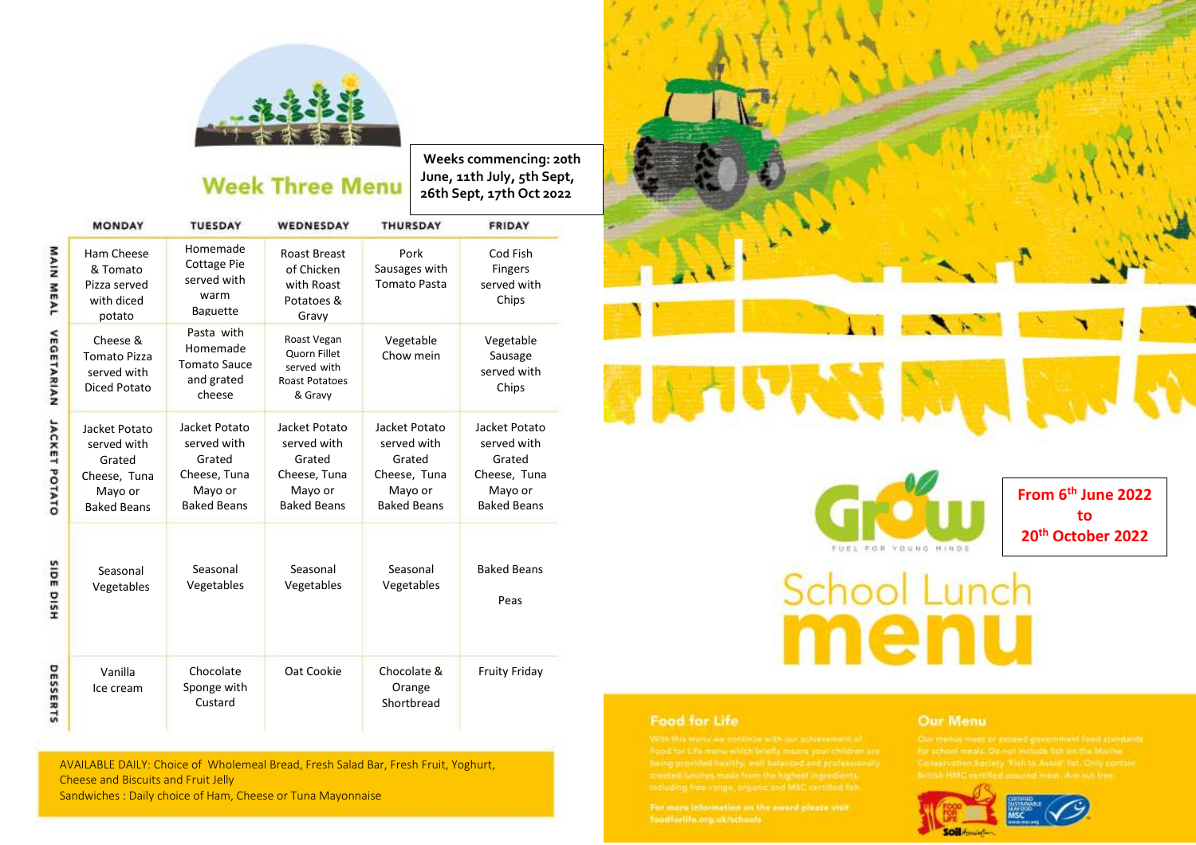# Week Three Menu

**Weeks commencing: 20th June, 11th July, 5th Sept, 26th Sept, 17th Oct 2022**

| | MONDAY | TUESDAY | WEDNESDAY | THURSDAY | FRIDAY |
|---|---|---|---|---|---|
| MAIN MEAL | Ham Cheese & Tomato Pizza served with diced potato | Homemade Cottage Pie served with warm Baguette | Roast Breast of Chicken with Roast Potatoes & Gravy | Pork Sausages with Tomato Pasta | Cod Fish Fingers served with Chips |
| VEGETARIAN | Cheese & Tomato Pizza served with Diced Potato | Pasta with Homemade Tomato Sauce and grated cheese | Roast Vegan Quorn Fillet served with Roast Potatoes & Gravy | Vegetable Chow mein | Vegetable Sausage served with Chips |
| JACKET POTATO | Jacket Potato served with Grated Cheese, Tuna Mayo or Baked Beans | Jacket Potato served with Grated Cheese, Tuna Mayo or Baked Beans | Jacket Potato served with Grated Cheese, Tuna Mayo or Baked Beans | Jacket Potato served with Grated Cheese, Tuna Mayo or Baked Beans | Jacket Potato served with Grated Cheese, Tuna Mayo or Baked Beans |
| SIDE DISH | Seasonal Vegetables | Seasonal Vegetables | Seasonal Vegetables | Seasonal Vegetables | Baked Beans<br>Peas |
| DESSERTS | Vanilla Ice cream | Chocolate Sponge with Custard | Oat Cookie | Chocolate & Orange Shortbread | Fruity Friday |

AVAILABLE DAILY: Choice of Wholemeal Bread, Fresh Salad Bar, Fresh Fruit, Yoghurt, Cheese and Biscuits and Fruit Jelly
Sandwiches : Daily choice of Ham, Cheese or Tuna Mayonnaise

Grow

FUEL FOR YOUNG MINDS

**From 6th June 2022 to 20th October 2022**

# School Lunch menu

## Food for Life

With this menu we continue with our achievement of Food for Life menu which briefly means your children are being provided healthy, well balanced and professionally created lunches made from the highest ingredients, including free-range, organic and MSC-certified fish.

For more information on the award please visit foodforlife.org.uk/schools

## Our Menu

Our menus meet or exceed government food standards for school meals. Do not include fish on the Marine Conservation Society 'Fish to Avoid' list. Only contain British HMC certified assured meat. Are nut free.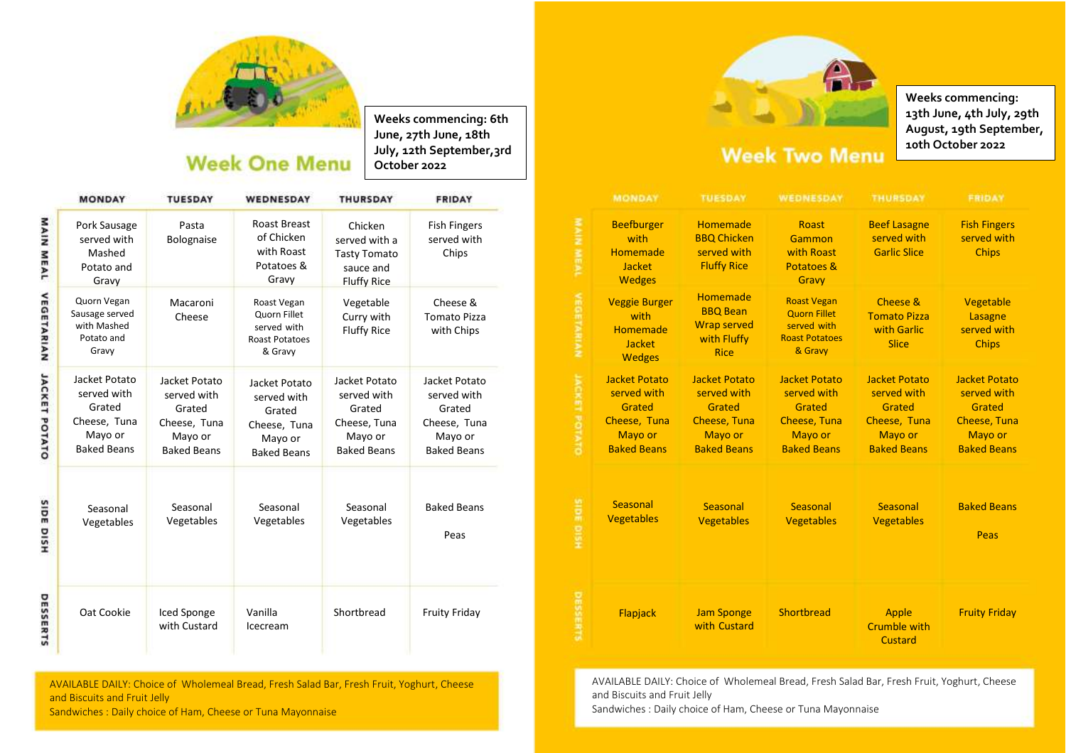## Week One Menu

**Weeks commencing: 6th June, 27th June, 18th July, 12th September, 3rd October 2022**

| | MONDAY | TUESDAY | WEDNESDAY | THURSDAY | FRIDAY |
|---|---|---|---|---|---|
| MAIN MEAL | Pork Sausage served with Mashed Potato and Gravy | Pasta Bolognaise | Roast Breast of Chicken with Roast Potatoes & Gravy | Chicken served with a Tasty Tomato sauce and Fluffy Rice | Fish Fingers served with Chips |
| VEGETARIAN | Quorn Vegan Sausage served with Mashed Potato and Gravy | Macaroni Cheese | Roast Vegan Quorn Fillet served with Roast Potatoes & Gravy | Vegetable Curry with Fluffy Rice | Cheese & Tomato Pizza with Chips |
| JACKET POTATO | Jacket Potato served with Grated Cheese, Tuna Mayo or Baked Beans | Jacket Potato served with Grated Cheese, Tuna Mayo or Baked Beans | Jacket Potato served with Grated Cheese, Tuna Mayo or Baked Beans | Jacket Potato served with Grated Cheese, Tuna Mayo or Baked Beans | Jacket Potato served with Grated Cheese, Tuna Mayo or Baked Beans |
| SIDE DISH | Seasonal Vegetables | Seasonal Vegetables | Seasonal Vegetables | Seasonal Vegetables | Baked Beans<br>Peas |
| DESSERTS | Oat Cookie | Iced Sponge with Custard | Vanilla Icecream | Shortbread | Fruity Friday |

AVAILABLE DAILY: Choice of Wholemeal Bread, Fresh Salad Bar, Fresh Fruit, Yoghurt, Cheese and Biscuits and Fruit Jelly
Sandwiches : Daily choice of Ham, Cheese or Tuna Mayonnaise

## Week Two Menu

**Weeks commencing: 13th June, 4th July, 29th August, 19th September, 10th October 2022**

| | MONDAY | TUESDAY | WEDNESDAY | THURSDAY | FRIDAY |
|---|---|---|---|---|---|
| MAIN MEAL | Beefburger with Homemade Jacket Wedges | Homemade BBQ Chicken served with Fluffy Rice | Roast Gammon with Roast Potatoes & Gravy | Beef Lasagne served with Garlic Slice | Fish Fingers served with Chips |
| VEGETARIAN | Veggie Burger with Homemade Jacket Wedges | Homemade BBQ Bean Wrap served with Fluffy Rice | Roast Vegan Quorn Fillet served with Roast Potatoes & Gravy | Cheese & Tomato Pizza with Garlic Slice | Vegetable Lasagne served with Chips |
| JACKET POTATO | Jacket Potato served with Grated Cheese, Tuna Mayo or Baked Beans | Jacket Potato served with Grated Cheese, Tuna Mayo or Baked Beans | Jacket Potato served with Grated Cheese, Tuna Mayo or Baked Beans | Jacket Potato served with Grated Cheese, Tuna Mayo or Baked Beans | Jacket Potato served with Grated Cheese, Tuna Mayo or Baked Beans |
| SIDE DISH | Seasonal Vegetables | Seasonal Vegetables | Seasonal Vegetables | Seasonal Vegetables | Baked Beans<br>Peas |
| DESSERTS | Flapjack | Jam Sponge with Custard | Shortbread | Apple Crumble with Custard | Fruity Friday |

AVAILABLE DAILY: Choice of Wholemeal Bread, Fresh Salad Bar, Fresh Fruit, Yoghurt, Cheese and Biscuits and Fruit Jelly
Sandwiches : Daily choice of Ham, Cheese or Tuna Mayonnaise